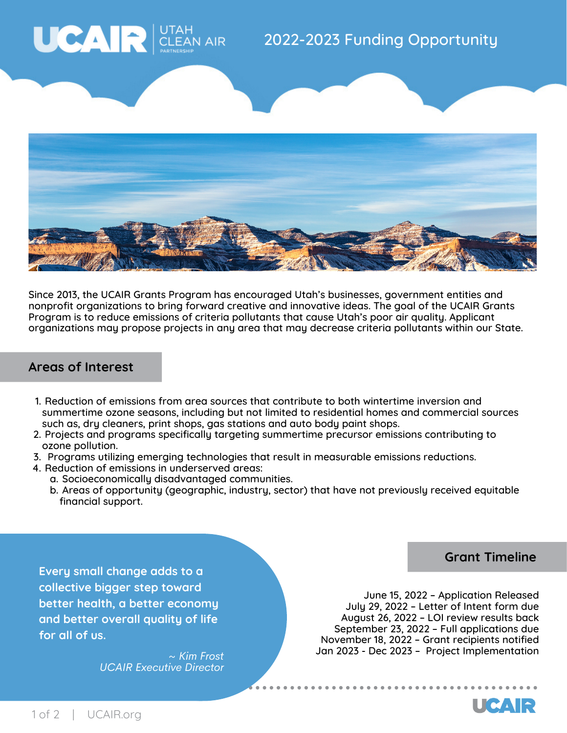# UCAIR Utah Clean Air Partnership

## 2022-2023 Funding Opportunity

Since 2013, the UCAIR Grants Program has encouraged Utah's businesses, government entities and nonprofit organizations to bring forward creative and innovative ideas. The goal of the UCAIR Grants Program is to reduce emissions of criteria pollutants that cause Utah's poor air quality. Applicant organizations may propose projects in any area that may decrease criteria pollutants within our State.

## Areas of Interest

1. Reduction of emissions from area sources that contribute to both wintertime inversion and summertime ozone seasons, including but not limited to residential homes and commercial sources such as, dry cleaners, print shops, gas stations and auto body paint shops.
2. Projects and programs specifically targeting summertime precursor emissions contributing to ozone pollution.
3. Programs utilizing emerging technologies that result in measurable emissions reductions.
4. Reduction of emissions in underserved areas:
   a. Socioeconomically disadvantaged communities.
   b. Areas of opportunity (geographic, industry, sector) that have not previously received equitable financial support.

**Every small change adds to a collective bigger step toward better health, a better economy and better overall quality of life for all of us.**

*~ Kim Frost*
*UCAIR Executive Director*

## Grant Timeline

June 15, 2022 – Application Released
July 29, 2022 – Letter of Intent form due
August 26, 2022 – LOI review results back
September 23, 2022 – Full applications due
November 18, 2022 – Grant recipients notified
Jan 2023 - Dec 2023 – Project Implementation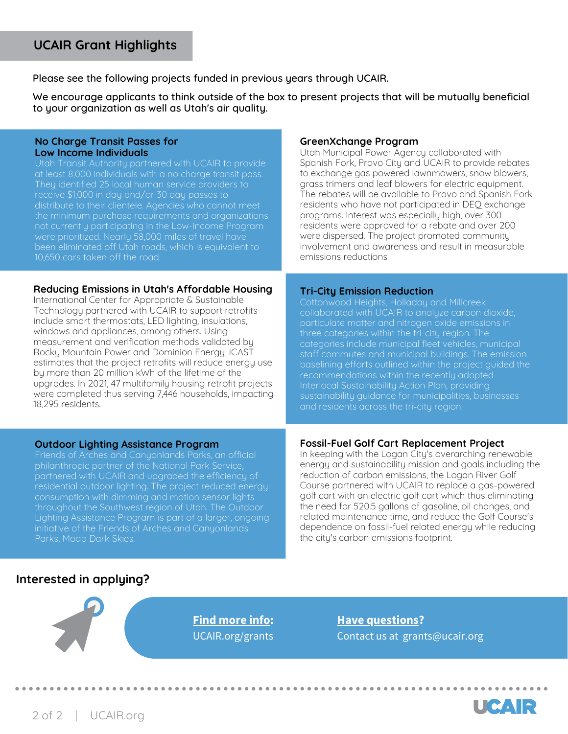## UCAIR Grant Highlights

Please see the following projects funded in previous years through UCAIR.

We encourage applicants to think outside of the box to present projects that will be mutually beneficial to your organization as well as Utah's air quality.

### No Charge Transit Passes for Low Income Individuals

Utah Transit Authority partnered with UCAIR to provide at least 8,000 individuals with a no charge transit pass. They identified 25 local human service providers to receive $1,000 in day and/or 30 day passes to distribute to their clientele. Agencies who cannot meet the minimum purchase requirements and organizations not currently participating in the Low-Income Program were prioritized. Nearly 58,000 miles of travel have been eliminated off Utah roads, which is equivalent to 10,650 cars taken off the road.

### GreenXchange Program

Utah Municipal Power Agency collaborated with Spanish Fork, Provo City and UCAIR to provide rebates to exchange gas powered lawnmowers, snow blowers, grass trimers and leaf blowers for electric equipment. The rebates will be available to Provo and Spanish Fork residents who have not participated in DEQ exchange programs. Interest was especially high, over 300 residents were approved for a rebate and over 200 were dispersed. The project promoted community involvement and awareness and result in measurable emissions reductions

### Reducing Emissions in Utah's Affordable Housing

International Center for Appropriate & Sustainable Technology partnered with UCAIR to support retrofits include smart thermostats, LED lighting, insulations, windows and appliances, among others. Using measurement and verification methods validated by Rocky Mountain Power and Dominion Energy, ICAST estimates that the project retrofits will reduce energy use by more than 20 million kWh of the lifetime of the upgrades. In 2021, 47 multifamily housing retrofit projects were completed thus serving 7,446 households, impacting 18,295 residents.

### Tri-City Emission Reduction

Cottonwood Heights, Holladay and Millcreek collaborated with UCAIR to analyze carbon dioxide, particulate matter and nitrogen oxide emissions in three categories within the tri-city region. The categories include municipal fleet vehicles, municipal staff commutes and municipal buildings. The emission baselining efforts outlined within the project guided the recommendations within the recently adopted Interlocal Sustainability Action Plan, providing sustainability guidance for municipalities, businesses and residents across the tri-city region.

### Outdoor Lighting Assistance Program

Friends of Arches and Canyonlands Parks, an official philanthropic partner of the National Park Service, partnered with UCAIR and upgraded the efficiency of residential outdoor lighting. The project reduced energy consumption with dimming and motion sensor lights throughout the Southwest region of Utah. The Outdoor Lighting Assistance Program is part of a larger, ongoing initiative of the Friends of Arches and Canyonlands Parks, Moab Dark Skies.

### Fossil-Fuel Golf Cart Replacement Project

In keeping with the Logan City's overarching renewable energy and sustainability mission and goals including the reduction of carbon emissions, the Logan River Golf Course partnered with UCAIR to replace a gas-powered golf cart with an electric golf cart which thus eliminating the need for 520.5 gallons of gasoline, oil changes, and related maintenance time, and reduce the Golf Course's dependence on fossil-fuel related energy while reducing the city's carbon emissions footprint.

## Interested in applying?

**Find more info:**
UCAIR.org/grants

**Have questions?**
Contact us at grants@ucair.org